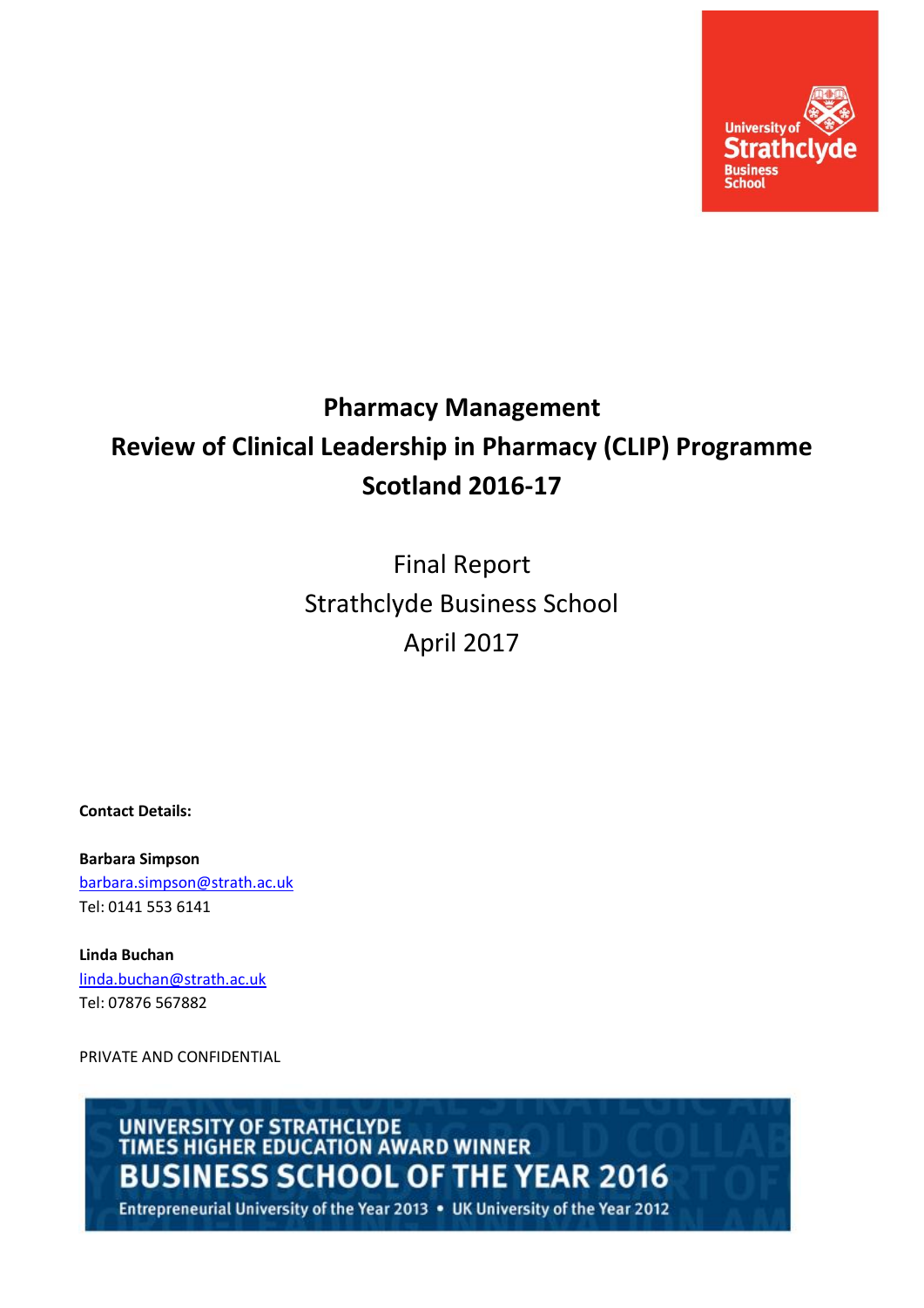University of Strathclyde Business School

# Pharmacy Management
# Review of Clinical Leadership in Pharmacy (CLIP) Programme
# Scotland 2016-17

Final Report

Strathclyde Business School

April 2017

**Contact Details:**

**Barbara Simpson**
barbara.simpson@strath.ac.uk
Tel: 0141 553 6141

**Linda Buchan**
linda.buchan@strath.ac.uk
Tel: 07876 567882

PRIVATE AND CONFIDENTIAL

UNIVERSITY OF STRATHCLYDE
TIMES HIGHER EDUCATION AWARD WINNER
BUSINESS SCHOOL OF THE YEAR 2016
Entrepreneurial University of the Year 2013 • UK University of the Year 2012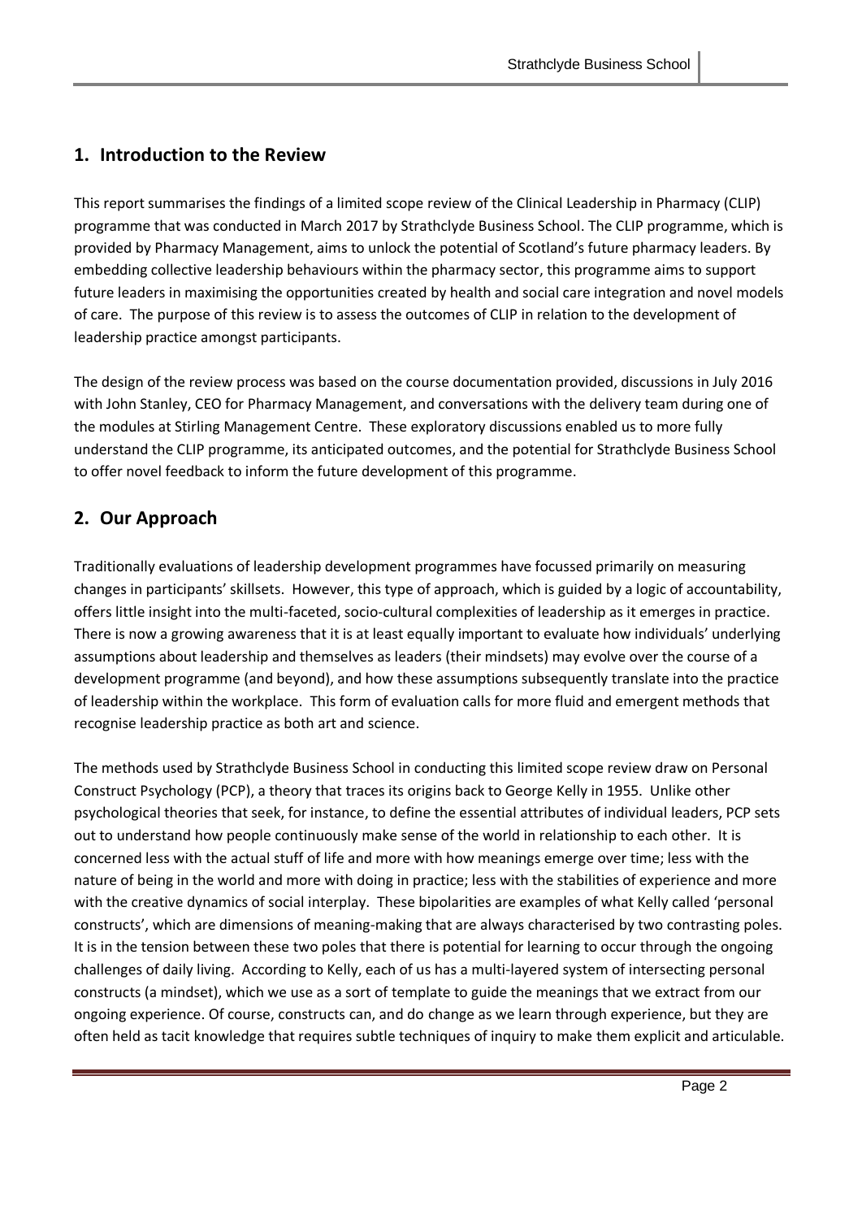## 1. Introduction to the Review

This report summarises the findings of a limited scope review of the Clinical Leadership in Pharmacy (CLIP) programme that was conducted in March 2017 by Strathclyde Business School. The CLIP programme, which is provided by Pharmacy Management, aims to unlock the potential of Scotland's future pharmacy leaders. By embedding collective leadership behaviours within the pharmacy sector, this programme aims to support future leaders in maximising the opportunities created by health and social care integration and novel models of care. The purpose of this review is to assess the outcomes of CLIP in relation to the development of leadership practice amongst participants.

The design of the review process was based on the course documentation provided, discussions in July 2016 with John Stanley, CEO for Pharmacy Management, and conversations with the delivery team during one of the modules at Stirling Management Centre. These exploratory discussions enabled us to more fully understand the CLIP programme, its anticipated outcomes, and the potential for Strathclyde Business School to offer novel feedback to inform the future development of this programme.

## 2. Our Approach

Traditionally evaluations of leadership development programmes have focussed primarily on measuring changes in participants' skillsets. However, this type of approach, which is guided by a logic of accountability, offers little insight into the multi-faceted, socio-cultural complexities of leadership as it emerges in practice. There is now a growing awareness that it is at least equally important to evaluate how individuals' underlying assumptions about leadership and themselves as leaders (their mindsets) may evolve over the course of a development programme (and beyond), and how these assumptions subsequently translate into the practice of leadership within the workplace. This form of evaluation calls for more fluid and emergent methods that recognise leadership practice as both art and science.

The methods used by Strathclyde Business School in conducting this limited scope review draw on Personal Construct Psychology (PCP), a theory that traces its origins back to George Kelly in 1955. Unlike other psychological theories that seek, for instance, to define the essential attributes of individual leaders, PCP sets out to understand how people continuously make sense of the world in relationship to each other. It is concerned less with the actual stuff of life and more with how meanings emerge over time; less with the nature of being in the world and more with doing in practice; less with the stabilities of experience and more with the creative dynamics of social interplay. These bipolarities are examples of what Kelly called 'personal constructs', which are dimensions of meaning-making that are always characterised by two contrasting poles. It is in the tension between these two poles that there is potential for learning to occur through the ongoing challenges of daily living. According to Kelly, each of us has a multi-layered system of intersecting personal constructs (a mindset), which we use as a sort of template to guide the meanings that we extract from our ongoing experience. Of course, constructs can, and do change as we learn through experience, but they are often held as tacit knowledge that requires subtle techniques of inquiry to make them explicit and articulable.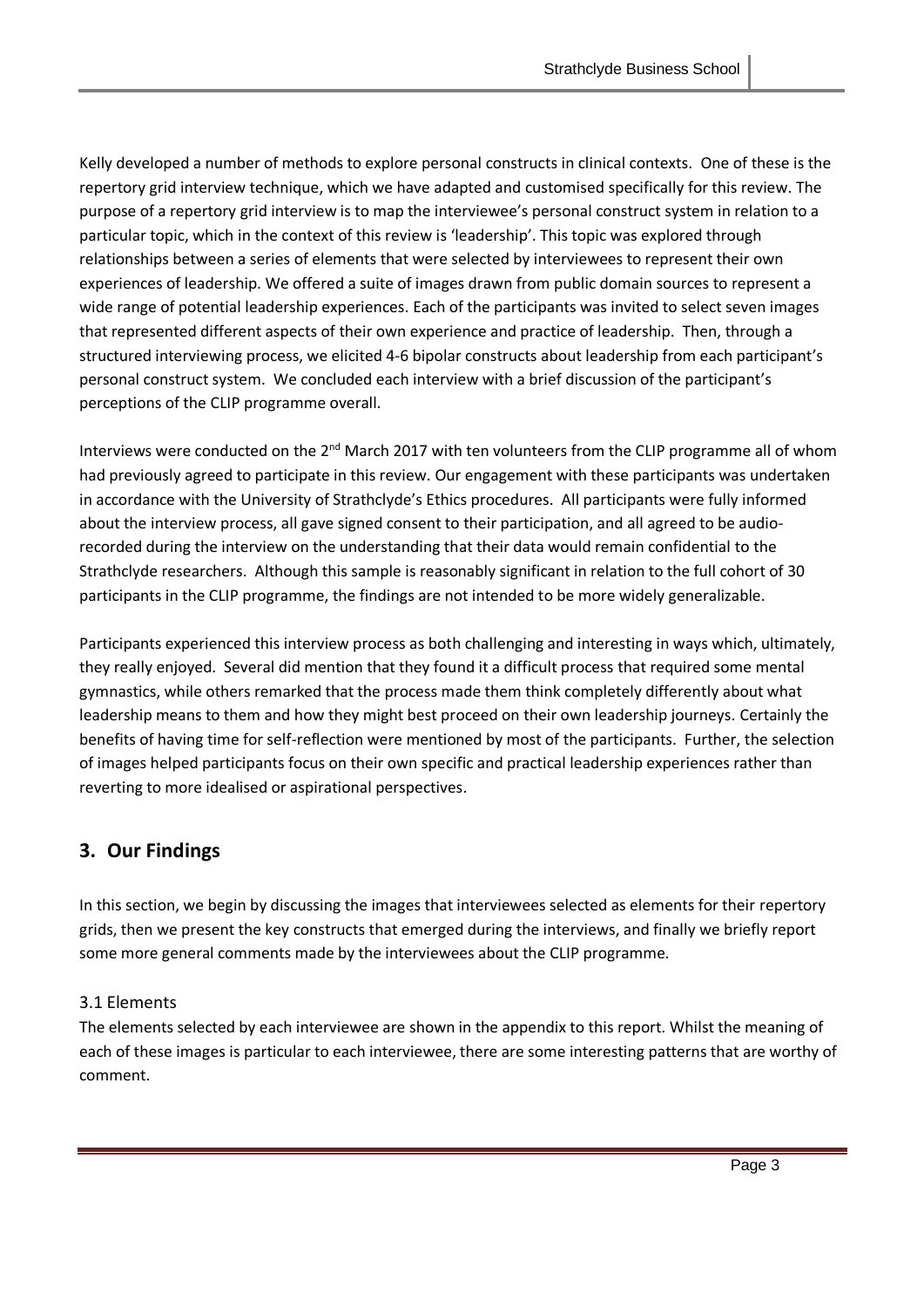Kelly developed a number of methods to explore personal constructs in clinical contexts. One of these is the repertory grid interview technique, which we have adapted and customised specifically for this review. The purpose of a repertory grid interview is to map the interviewee's personal construct system in relation to a particular topic, which in the context of this review is 'leadership'. This topic was explored through relationships between a series of elements that were selected by interviewees to represent their own experiences of leadership. We offered a suite of images drawn from public domain sources to represent a wide range of potential leadership experiences. Each of the participants was invited to select seven images that represented different aspects of their own experience and practice of leadership. Then, through a structured interviewing process, we elicited 4-6 bipolar constructs about leadership from each participant's personal construct system. We concluded each interview with a brief discussion of the participant's perceptions of the CLIP programme overall.

Interviews were conducted on the 2nd March 2017 with ten volunteers from the CLIP programme all of whom had previously agreed to participate in this review. Our engagement with these participants was undertaken in accordance with the University of Strathclyde's Ethics procedures. All participants were fully informed about the interview process, all gave signed consent to their participation, and all agreed to be audio-recorded during the interview on the understanding that their data would remain confidential to the Strathclyde researchers. Although this sample is reasonably significant in relation to the full cohort of 30 participants in the CLIP programme, the findings are not intended to be more widely generalizable.

Participants experienced this interview process as both challenging and interesting in ways which, ultimately, they really enjoyed. Several did mention that they found it a difficult process that required some mental gymnastics, while others remarked that the process made them think completely differently about what leadership means to them and how they might best proceed on their own leadership journeys. Certainly the benefits of having time for self-reflection were mentioned by most of the participants. Further, the selection of images helped participants focus on their own specific and practical leadership experiences rather than reverting to more idealised or aspirational perspectives.

## 3. Our Findings

In this section, we begin by discussing the images that interviewees selected as elements for their repertory grids, then we present the key constructs that emerged during the interviews, and finally we briefly report some more general comments made by the interviewees about the CLIP programme.

### 3.1 Elements

The elements selected by each interviewee are shown in the appendix to this report. Whilst the meaning of each of these images is particular to each interviewee, there are some interesting patterns that are worthy of comment.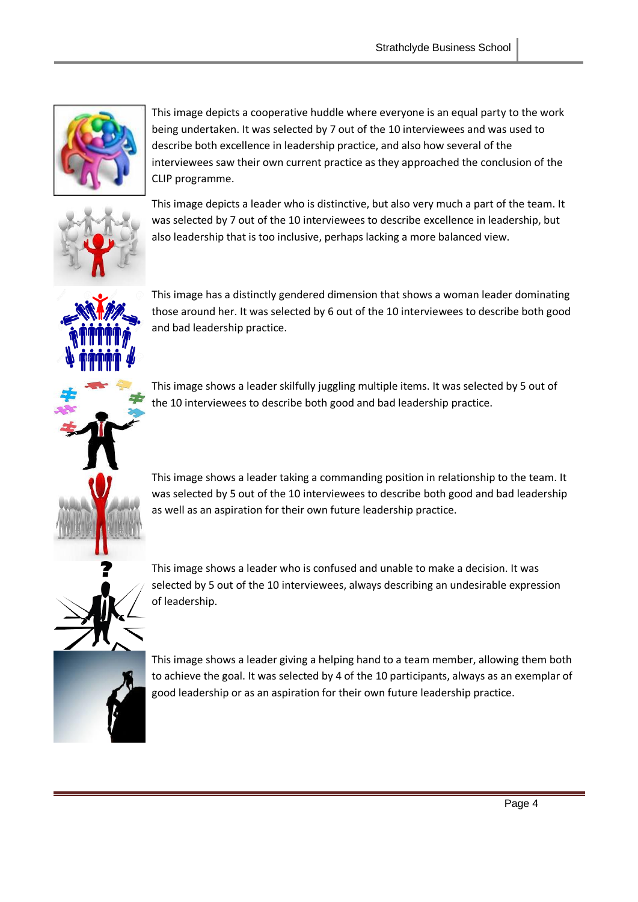This image depicts a cooperative huddle where everyone is an equal party to the work being undertaken. It was selected by 7 out of the 10 interviewees and was used to describe both excellence in leadership practice, and also how several of the interviewees saw their own current practice as they approached the conclusion of the CLIP programme.

This image depicts a leader who is distinctive, but also very much a part of the team. It was selected by 7 out of the 10 interviewees to describe excellence in leadership, but also leadership that is too inclusive, perhaps lacking a more balanced view.

This image has a distinctly gendered dimension that shows a woman leader dominating those around her. It was selected by 6 out of the 10 interviewees to describe both good and bad leadership practice.

This image shows a leader skilfully juggling multiple items. It was selected by 5 out of the 10 interviewees to describe both good and bad leadership practice.

This image shows a leader taking a commanding position in relationship to the team. It was selected by 5 out of the 10 interviewees to describe both good and bad leadership as well as an aspiration for their own future leadership practice.

This image shows a leader who is confused and unable to make a decision. It was selected by 5 out of the 10 interviewees, always describing an undesirable expression of leadership.

This image shows a leader giving a helping hand to a team member, allowing them both to achieve the goal. It was selected by 4 of the 10 participants, always as an exemplar of good leadership or as an aspiration for their own future leadership practice.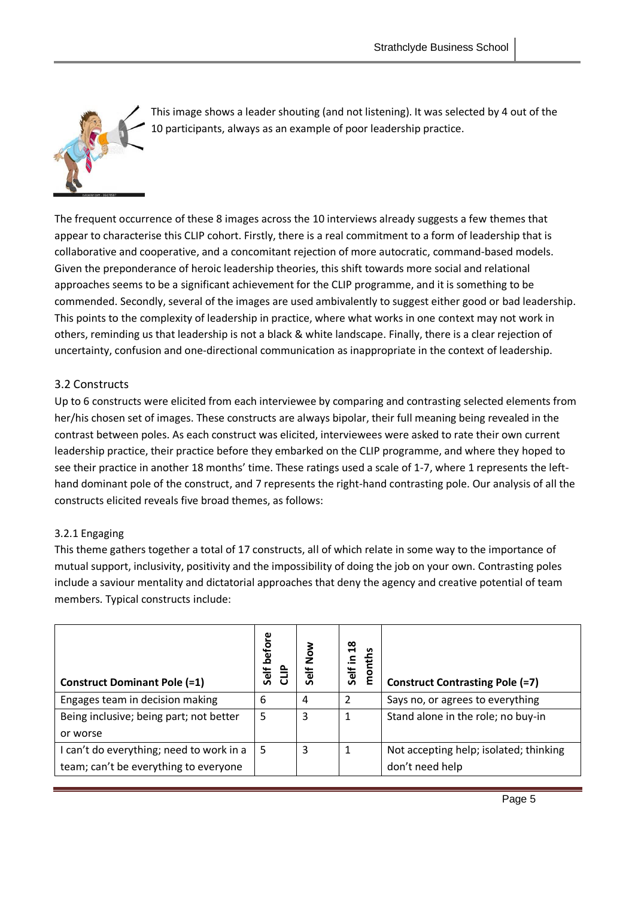This image shows a leader shouting (and not listening). It was selected by 4 out of the 10 participants, always as an example of poor leadership practice.

The frequent occurrence of these 8 images across the 10 interviews already suggests a few themes that appear to characterise this CLIP cohort. Firstly, there is a real commitment to a form of leadership that is collaborative and cooperative, and a concomitant rejection of more autocratic, command-based models. Given the preponderance of heroic leadership theories, this shift towards more social and relational approaches seems to be a significant achievement for the CLIP programme, and it is something to be commended. Secondly, several of the images are used ambivalently to suggest either good or bad leadership. This points to the complexity of leadership in practice, where what works in one context may not work in others, reminding us that leadership is not a black & white landscape. Finally, there is a clear rejection of uncertainty, confusion and one-directional communication as inappropriate in the context of leadership.

## 3.2 Constructs

Up to 6 constructs were elicited from each interviewee by comparing and contrasting selected elements from her/his chosen set of images. These constructs are always bipolar, their full meaning being revealed in the contrast between poles. As each construct was elicited, interviewees were asked to rate their own current leadership practice, their practice before they embarked on the CLIP programme, and where they hoped to see their practice in another 18 months' time. These ratings used a scale of 1-7, where 1 represents the left-hand dominant pole of the construct, and 7 represents the right-hand contrasting pole. Our analysis of all the constructs elicited reveals five broad themes, as follows:

### 3.2.1 Engaging

This theme gathers together a total of 17 constructs, all of which relate in some way to the importance of mutual support, inclusivity, positivity and the impossibility of doing the job on your own. Contrasting poles include a saviour mentality and dictatorial approaches that deny the agency and creative potential of team members. Typical constructs include:

| Construct Dominant Pole (=1) | Self before CLIP | Self Now | Self in 18 months | Construct Contrasting Pole (=7) |
|---|---|---|---|---|
| Engages team in decision making | 6 | 4 | 2 | Says no, or agrees to everything |
| Being inclusive; being part; not better or worse | 5 | 3 | 1 | Stand alone in the role; no buy-in |
| I can't do everything; need to work in a team; can't be everything to everyone | 5 | 3 | 1 | Not accepting help; isolated; thinking don't need help |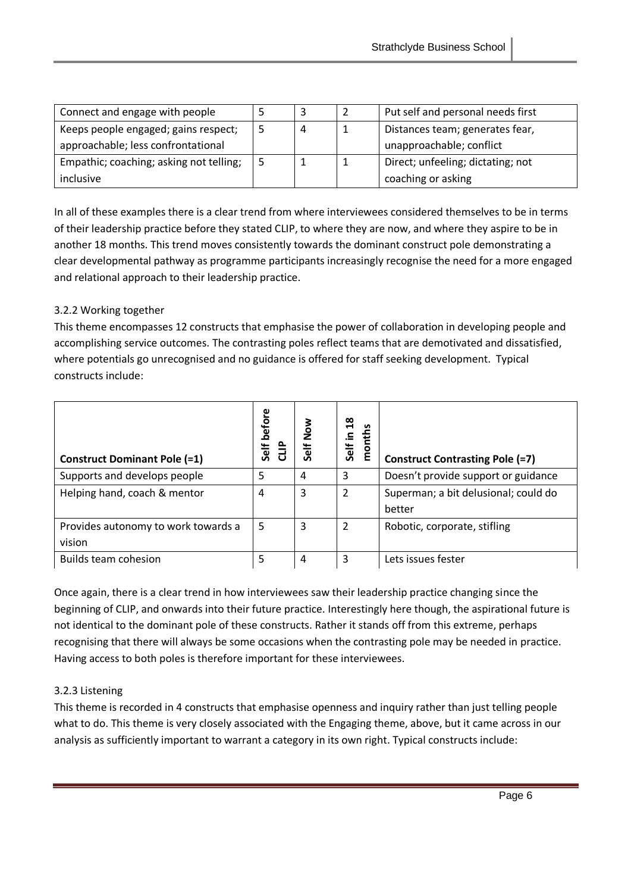| | | | | |
|---|---|---|---|---|
| Connect and engage with people | 5 | 3 | 2 | Put self and personal needs first |
| Keeps people engaged; gains respect; approachable; less confrontational | 5 | 4 | 1 | Distances team; generates fear, unapproachable; conflict |
| Empathic; coaching; asking not telling; inclusive | 5 | 1 | 1 | Direct; unfeeling; dictating; not coaching or asking |

In all of these examples there is a clear trend from where interviewees considered themselves to be in terms of their leadership practice before they stated CLIP, to where they are now, and where they aspire to be in another 18 months. This trend moves consistently towards the dominant construct pole demonstrating a clear developmental pathway as programme participants increasingly recognise the need for a more engaged and relational approach to their leadership practice.

### 3.2.2 Working together

This theme encompasses 12 constructs that emphasise the power of collaboration in developing people and accomplishing service outcomes. The contrasting poles reflect teams that are demotivated and dissatisfied, where potentials go unrecognised and no guidance is offered for staff seeking development. Typical constructs include:

| Construct Dominant Pole (=1) | Self before CLIP | Self Now | Self in 18 months | Construct Contrasting Pole (=7) |
|---|---|---|---|---|
| Supports and develops people | 5 | 4 | 3 | Doesn't provide support or guidance |
| Helping hand, coach & mentor | 4 | 3 | 2 | Superman; a bit delusional; could do better |
| Provides autonomy to work towards a vision | 5 | 3 | 2 | Robotic, corporate, stifling |
| Builds team cohesion | 5 | 4 | 3 | Lets issues fester |

Once again, there is a clear trend in how interviewees saw their leadership practice changing since the beginning of CLIP, and onwards into their future practice. Interestingly here though, the aspirational future is not identical to the dominant pole of these constructs. Rather it stands off from this extreme, perhaps recognising that there will always be some occasions when the contrasting pole may be needed in practice. Having access to both poles is therefore important for these interviewees.

### 3.2.3 Listening

This theme is recorded in 4 constructs that emphasise openness and inquiry rather than just telling people what to do. This theme is very closely associated with the Engaging theme, above, but it came across in our analysis as sufficiently important to warrant a category in its own right. Typical constructs include: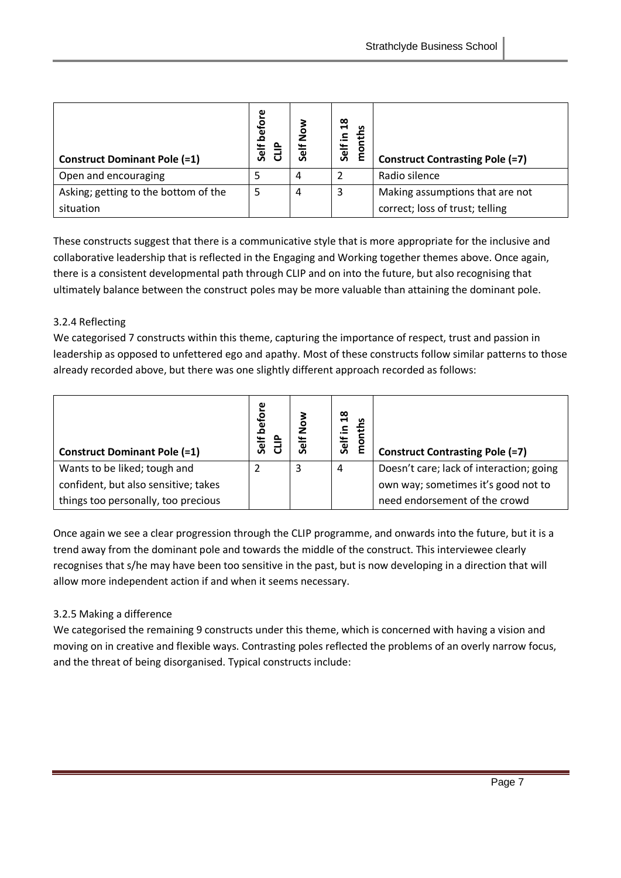| Construct Dominant Pole (=1) | Self before CLIP | Self Now | Self in 18 months | Construct Contrasting Pole (=7) |
|---|---|---|---|---|
| Open and encouraging | 5 | 4 | 2 | Radio silence |
| Asking; getting to the bottom of the situation | 5 | 4 | 3 | Making assumptions that are not correct; loss of trust; telling |

These constructs suggest that there is a communicative style that is more appropriate for the inclusive and collaborative leadership that is reflected in the Engaging and Working together themes above. Once again, there is a consistent developmental path through CLIP and on into the future, but also recognising that ultimately balance between the construct poles may be more valuable than attaining the dominant pole.

### 3.2.4 Reflecting

We categorised 7 constructs within this theme, capturing the importance of respect, trust and passion in leadership as opposed to unfettered ego and apathy. Most of these constructs follow similar patterns to those already recorded above, but there was one slightly different approach recorded as follows:

| Construct Dominant Pole (=1) | Self before CLIP | Self Now | Self in 18 months | Construct Contrasting Pole (=7) |
|---|---|---|---|---|
| Wants to be liked; tough and confident, but also sensitive; takes things too personally, too precious | 2 | 3 | 4 | Doesn't care; lack of interaction; going own way; sometimes it's good not to need endorsement of the crowd |

Once again we see a clear progression through the CLIP programme, and onwards into the future, but it is a trend away from the dominant pole and towards the middle of the construct. This interviewee clearly recognises that s/he may have been too sensitive in the past, but is now developing in a direction that will allow more independent action if and when it seems necessary.

### 3.2.5 Making a difference

We categorised the remaining 9 constructs under this theme, which is concerned with having a vision and moving on in creative and flexible ways. Contrasting poles reflected the problems of an overly narrow focus, and the threat of being disorganised. Typical constructs include: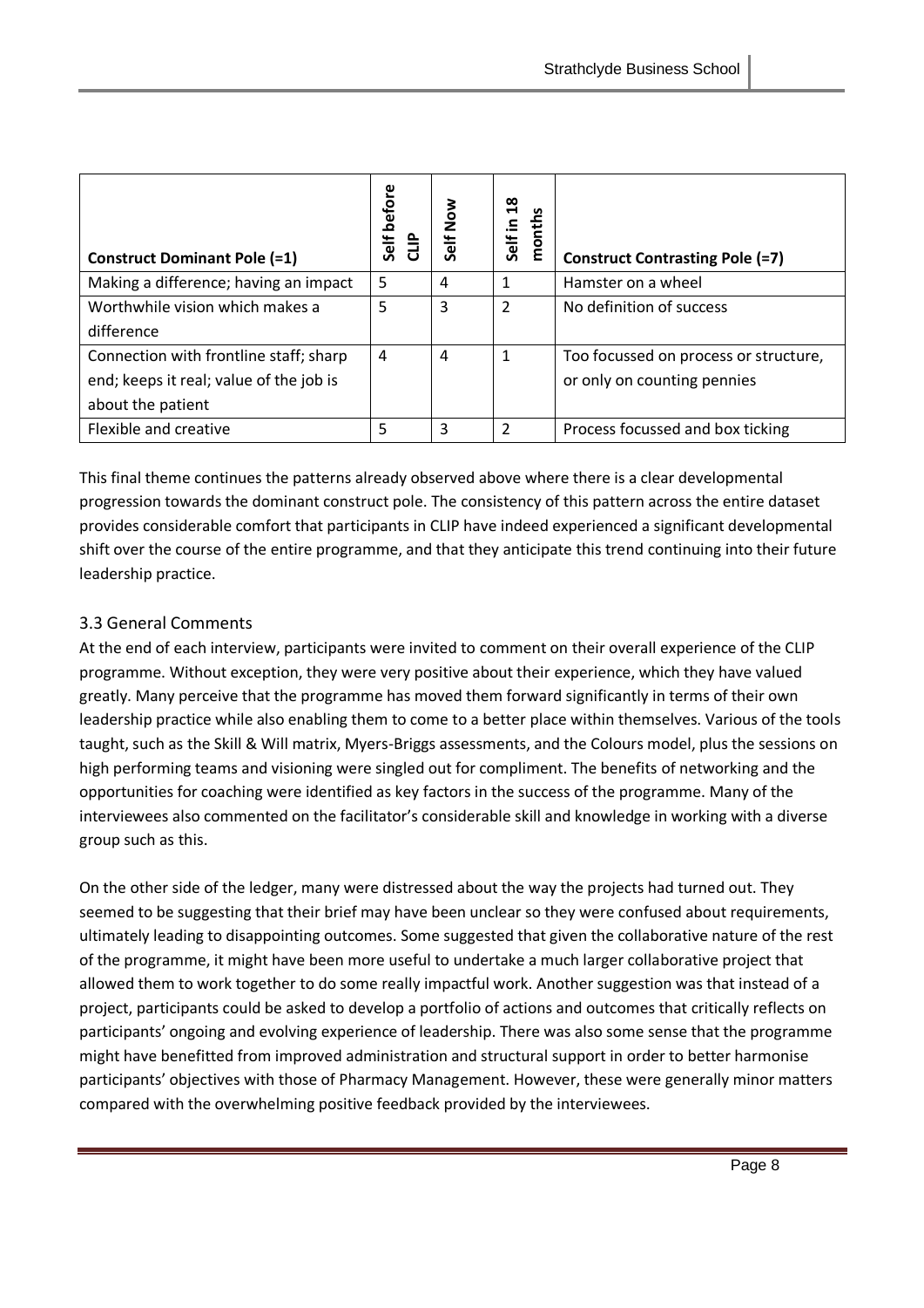| Construct Dominant Pole (=1) | Self before CLIP | Self Now | Self in 18 months | Construct Contrasting Pole (=7) |
|---|---|---|---|---|
| Making a difference; having an impact | 5 | 4 | 1 | Hamster on a wheel |
| Worthwhile vision which makes a difference | 5 | 3 | 2 | No definition of success |
| Connection with frontline staff; sharp end; keeps it real; value of the job is about the patient | 4 | 4 | 1 | Too focussed on process or structure, or only on counting pennies |
| Flexible and creative | 5 | 3 | 2 | Process focussed and box ticking |

This final theme continues the patterns already observed above where there is a clear developmental progression towards the dominant construct pole. The consistency of this pattern across the entire dataset provides considerable comfort that participants in CLIP have indeed experienced a significant developmental shift over the course of the entire programme, and that they anticipate this trend continuing into their future leadership practice.

## 3.3 General Comments

At the end of each interview, participants were invited to comment on their overall experience of the CLIP programme. Without exception, they were very positive about their experience, which they have valued greatly. Many perceive that the programme has moved them forward significantly in terms of their own leadership practice while also enabling them to come to a better place within themselves. Various of the tools taught, such as the Skill & Will matrix, Myers-Briggs assessments, and the Colours model, plus the sessions on high performing teams and visioning were singled out for compliment. The benefits of networking and the opportunities for coaching were identified as key factors in the success of the programme. Many of the interviewees also commented on the facilitator's considerable skill and knowledge in working with a diverse group such as this.

On the other side of the ledger, many were distressed about the way the projects had turned out. They seemed to be suggesting that their brief may have been unclear so they were confused about requirements, ultimately leading to disappointing outcomes. Some suggested that given the collaborative nature of the rest of the programme, it might have been more useful to undertake a much larger collaborative project that allowed them to work together to do some really impactful work. Another suggestion was that instead of a project, participants could be asked to develop a portfolio of actions and outcomes that critically reflects on participants' ongoing and evolving experience of leadership. There was also some sense that the programme might have benefitted from improved administration and structural support in order to better harmonise participants' objectives with those of Pharmacy Management. However, these were generally minor matters compared with the overwhelming positive feedback provided by the interviewees.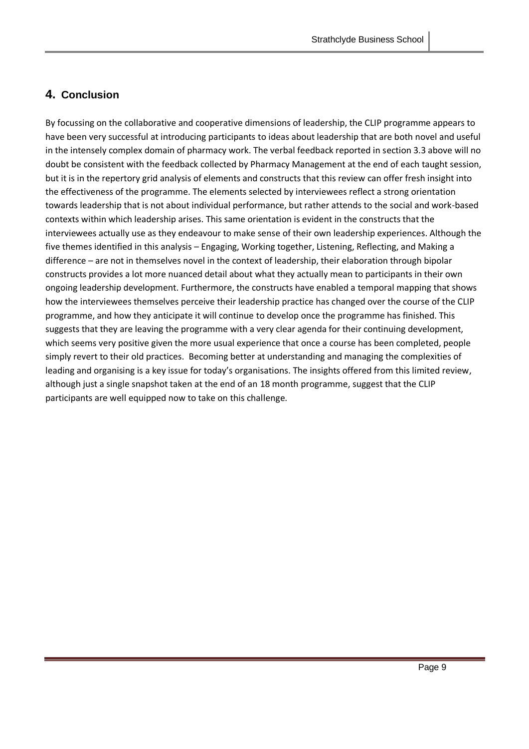## 4. Conclusion

By focussing on the collaborative and cooperative dimensions of leadership, the CLIP programme appears to have been very successful at introducing participants to ideas about leadership that are both novel and useful in the intensely complex domain of pharmacy work. The verbal feedback reported in section 3.3 above will no doubt be consistent with the feedback collected by Pharmacy Management at the end of each taught session, but it is in the repertory grid analysis of elements and constructs that this review can offer fresh insight into the effectiveness of the programme. The elements selected by interviewees reflect a strong orientation towards leadership that is not about individual performance, but rather attends to the social and work-based contexts within which leadership arises. This same orientation is evident in the constructs that the interviewees actually use as they endeavour to make sense of their own leadership experiences. Although the five themes identified in this analysis – Engaging, Working together, Listening, Reflecting, and Making a difference – are not in themselves novel in the context of leadership, their elaboration through bipolar constructs provides a lot more nuanced detail about what they actually mean to participants in their own ongoing leadership development. Furthermore, the constructs have enabled a temporal mapping that shows how the interviewees themselves perceive their leadership practice has changed over the course of the CLIP programme, and how they anticipate it will continue to develop once the programme has finished. This suggests that they are leaving the programme with a very clear agenda for their continuing development, which seems very positive given the more usual experience that once a course has been completed, people simply revert to their old practices. Becoming better at understanding and managing the complexities of leading and organising is a key issue for today's organisations. The insights offered from this limited review, although just a single snapshot taken at the end of an 18 month programme, suggest that the CLIP participants are well equipped now to take on this challenge.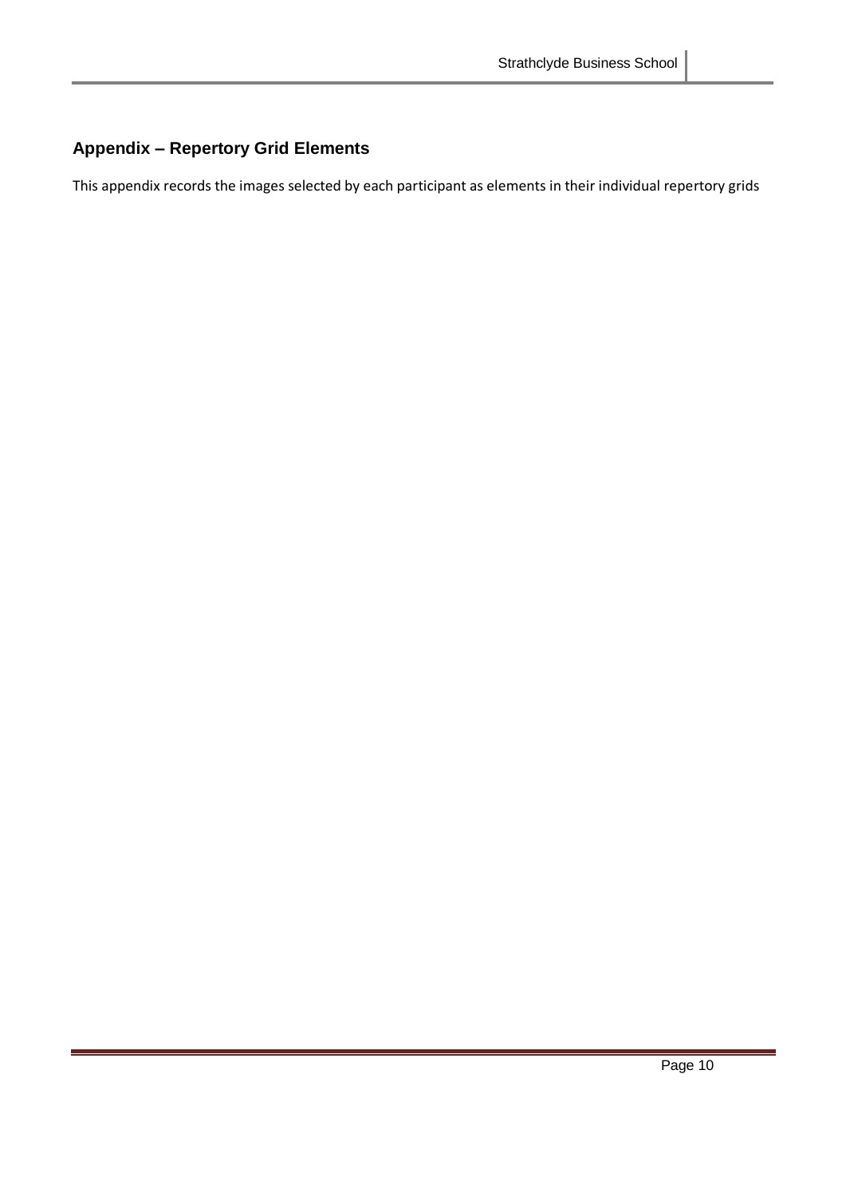## Appendix – Repertory Grid Elements

This appendix records the images selected by each participant as elements in their individual repertory grids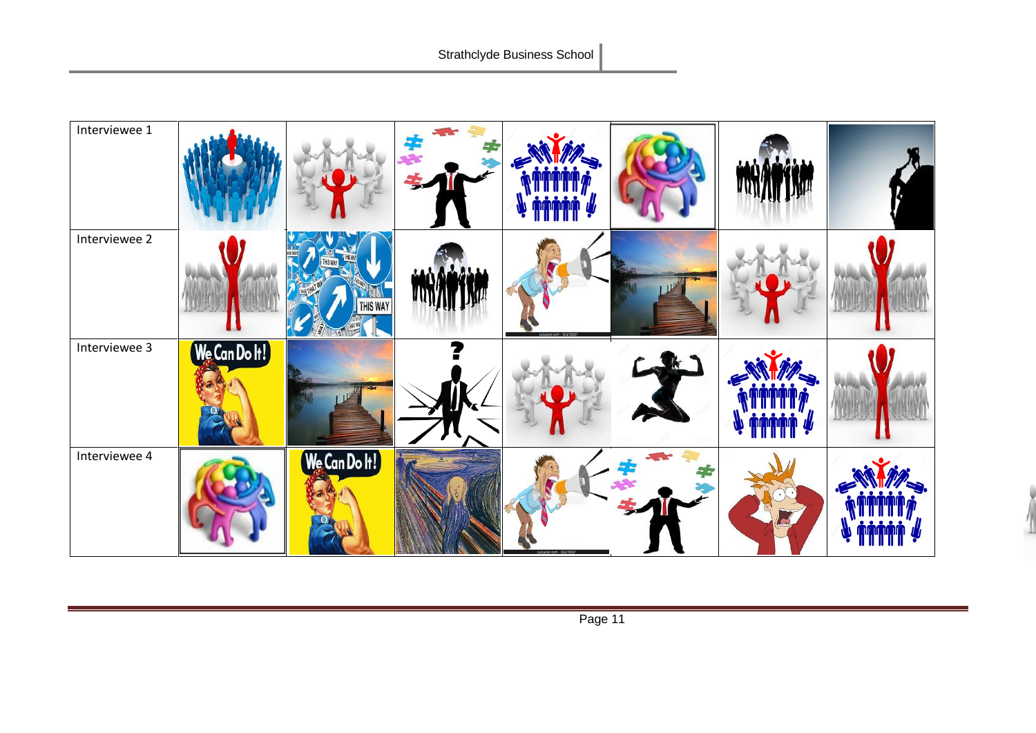| Interviewee 1 | | | | | | | |
|---|---|---|---|---|---|---|---|
| Interviewee 2 | | | | | | | |
| Interviewee 3 | | | | | | | |
| Interviewee 4 | | | | | | | |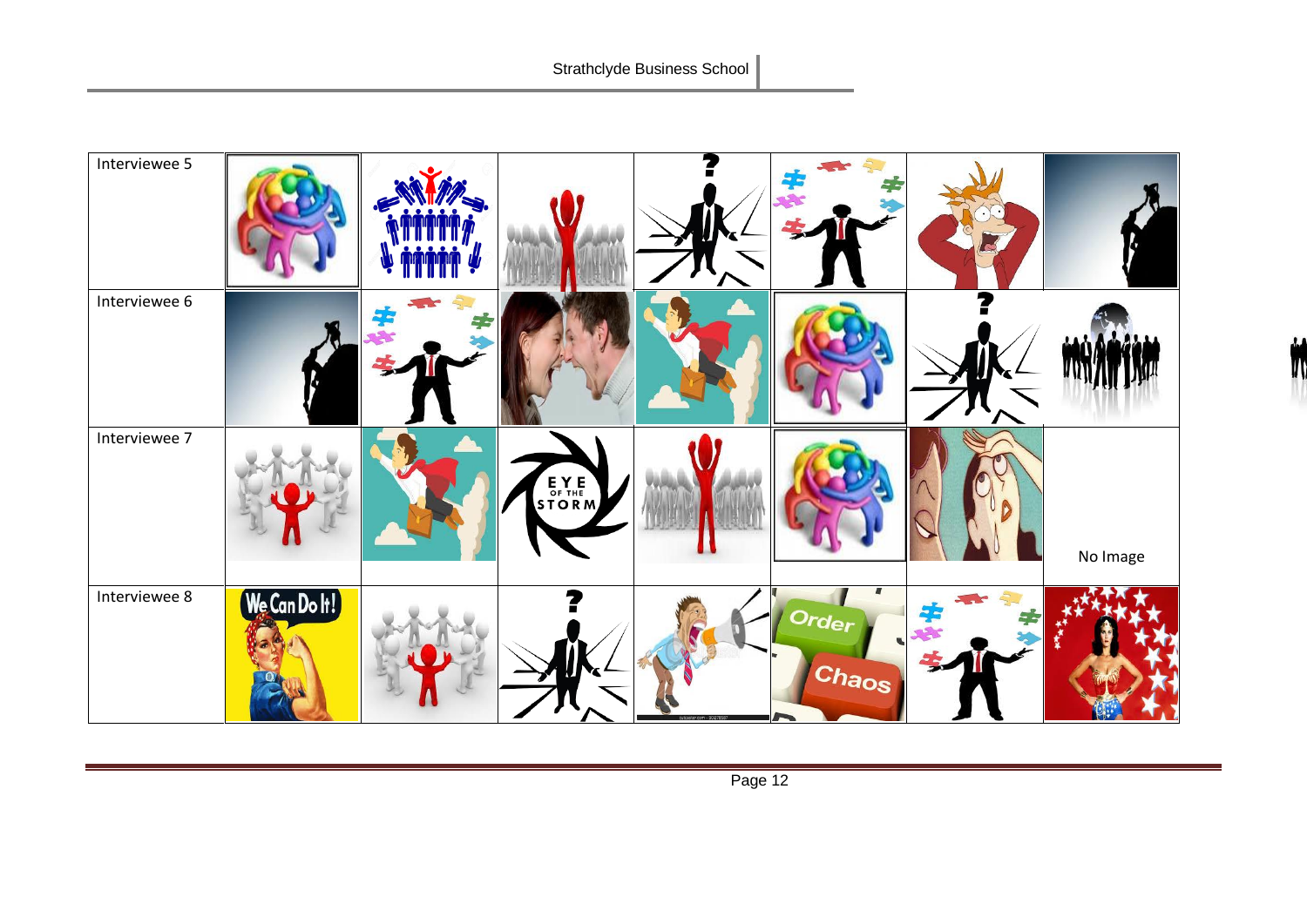| | | | | | | | |
|---|---|---|---|---|---|---|---|
| Interviewee 5 | | | | | | | |
| Interviewee 6 | | | | | | | |
| Interviewee 7 | | EYE OF THE STORM | | | | | No Image |
| Interviewee 8 | We Can Do It! | | | | Order Chaos | | |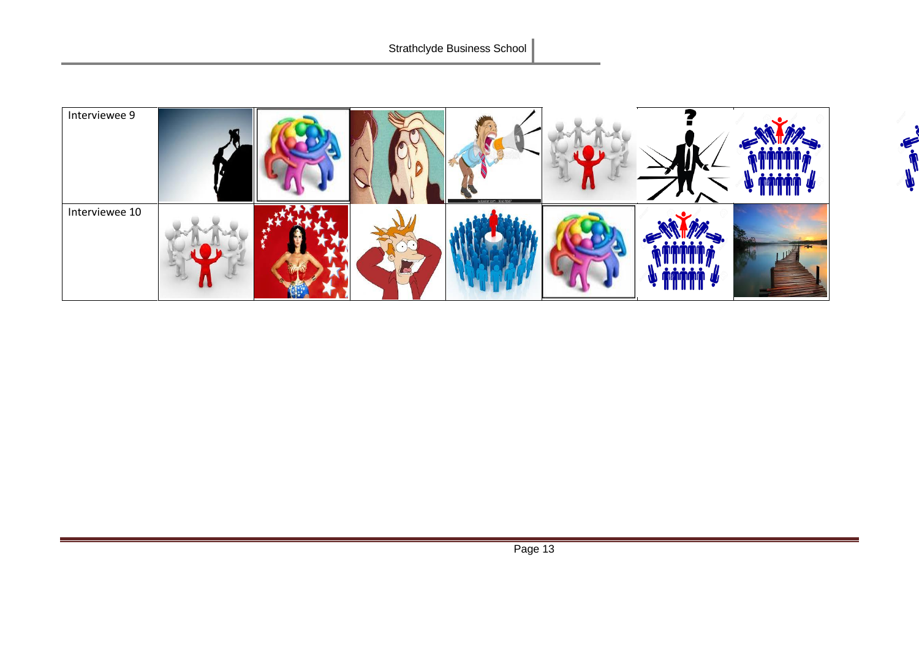| | | | | | | | |
|---|---|---|---|---|---|---|---|
| Interviewee 9 | | | | | | | |
| Interviewee 10 | | | | | | | |